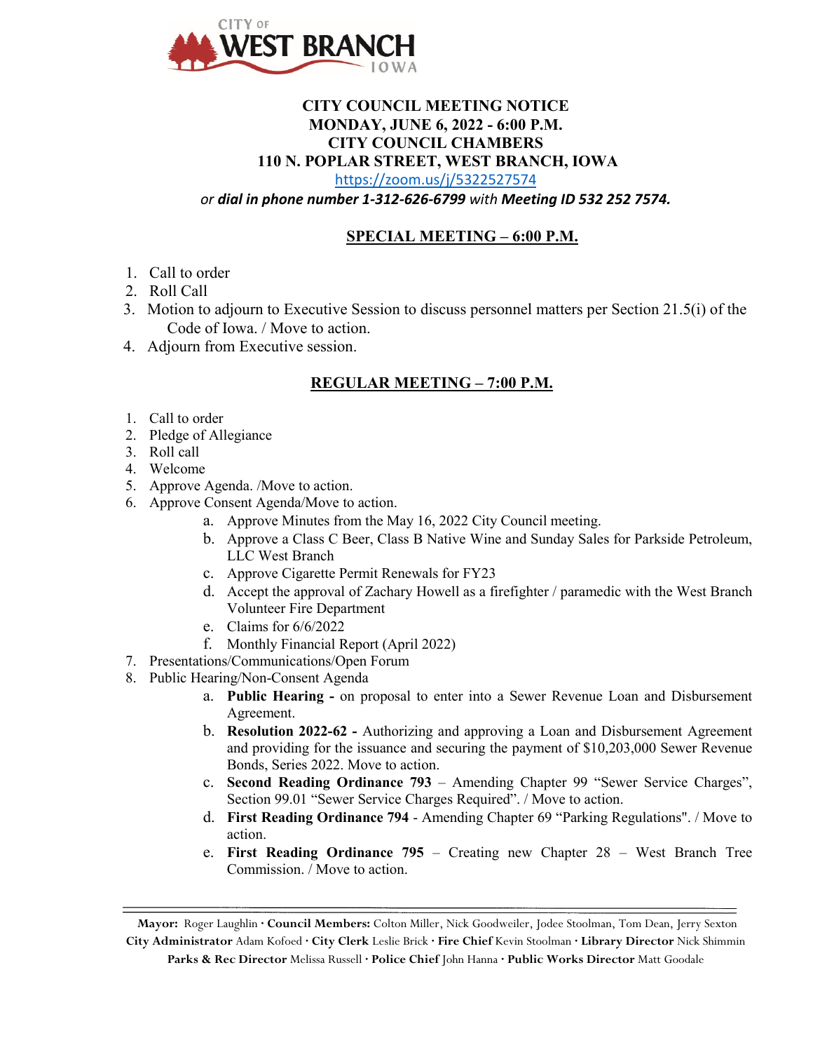CITY OF WEST BRANCH IOWA

**CITY COUNCIL MEETING NOTICE**
**MONDAY, JUNE 6, 2022 - 6:00 P.M.**
**CITY COUNCIL CHAMBERS**
**110 N. POPLAR STREET, WEST BRANCH, IOWA**
https://zoom.us/j/5322527574
*or* ***dial in phone number 1-312-626-6799*** *with* ***Meeting ID 532 252 7574.***

## SPECIAL MEETING – 6:00 P.M.

1. Call to order
2. Roll Call
3. Motion to adjourn to Executive Session to discuss personnel matters per Section 21.5(i) of the Code of Iowa. / Move to action.
4. Adjourn from Executive session.

## REGULAR MEETING – 7:00 P.M.

1. Call to order
2. Pledge of Allegiance
3. Roll call
4. Welcome
5. Approve Agenda. /Move to action.
6. Approve Consent Agenda/Move to action.
   a. Approve Minutes from the May 16, 2022 City Council meeting.
   b. Approve a Class C Beer, Class B Native Wine and Sunday Sales for Parkside Petroleum, LLC West Branch
   c. Approve Cigarette Permit Renewals for FY23
   d. Accept the approval of Zachary Howell as a firefighter / paramedic with the West Branch Volunteer Fire Department
   e. Claims for 6/6/2022
   f. Monthly Financial Report (April 2022)
7. Presentations/Communications/Open Forum
8. Public Hearing/Non-Consent Agenda
   a. **Public Hearing -** on proposal to enter into a Sewer Revenue Loan and Disbursement Agreement.
   b. **Resolution 2022-62 -** Authorizing and approving a Loan and Disbursement Agreement and providing for the issuance and securing the payment of $10,203,000 Sewer Revenue Bonds, Series 2022. Move to action.
   c. **Second Reading Ordinance 793** – Amending Chapter 99 "Sewer Service Charges", Section 99.01 "Sewer Service Charges Required". / Move to action.
   d. **First Reading Ordinance 794** - Amending Chapter 69 "Parking Regulations". / Move to action.
   e. **First Reading Ordinance 795** – Creating new Chapter 28 – West Branch Tree Commission. / Move to action.

---

**Mayor:** Roger Laughlin · **Council Members:** Colton Miller, Nick Goodweiler, Jodee Stoolman, Tom Dean, Jerry Sexton
**City Administrator** Adam Kofoed · **City Clerk** Leslie Brick · **Fire Chief** Kevin Stoolman · **Library Director** Nick Shimmin
**Parks & Rec Director** Melissa Russell · **Police Chief** John Hanna · **Public Works Director** Matt Goodale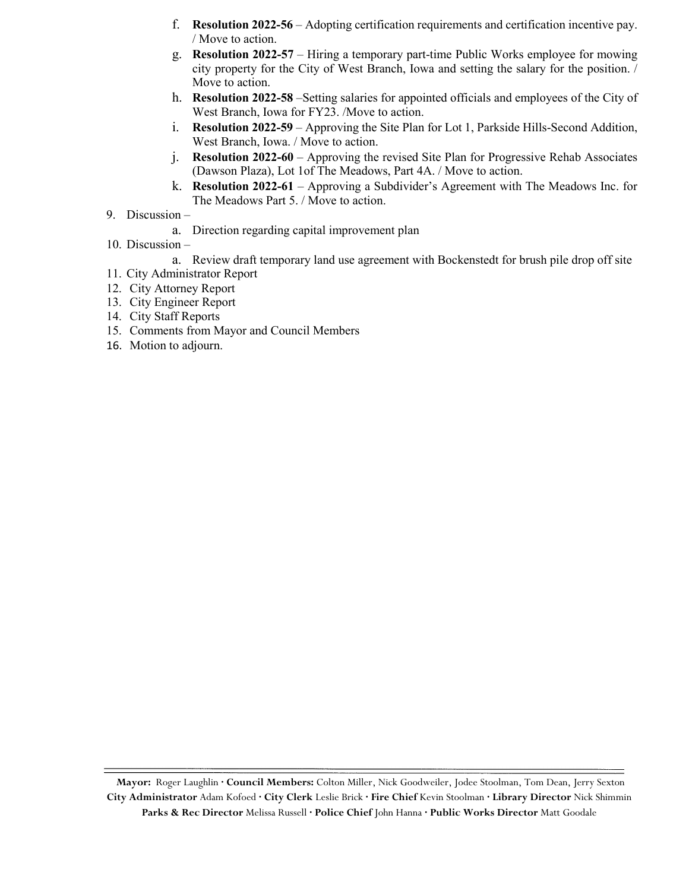f. **Resolution 2022-56** – Adopting certification requirements and certification incentive pay. / Move to action.
g. **Resolution 2022-57** – Hiring a temporary part-time Public Works employee for mowing city property for the City of West Branch, Iowa and setting the salary for the position. / Move to action.
h. **Resolution 2022-58** –Setting salaries for appointed officials and employees of the City of West Branch, Iowa for FY23. /Move to action.
i. **Resolution 2022-59** – Approving the Site Plan for Lot 1, Parkside Hills-Second Addition, West Branch, Iowa. / Move to action.
j. **Resolution 2022-60** – Approving the revised Site Plan for Progressive Rehab Associates (Dawson Plaza), Lot 1of The Meadows, Part 4A. / Move to action.
k. **Resolution 2022-61** – Approving a Subdivider's Agreement with The Meadows Inc. for The Meadows Part 5. / Move to action.

9. Discussion –
   a. Direction regarding capital improvement plan
10. Discussion –
    a. Review draft temporary land use agreement with Bockenstedt for brush pile drop off site
11. City Administrator Report
12. City Attorney Report
13. City Engineer Report
14. City Staff Reports
15. Comments from Mayor and Council Members
16. Motion to adjourn.

**Mayor:** Roger Laughlin · **Council Members:** Colton Miller, Nick Goodweiler, Jodee Stoolman, Tom Dean, Jerry Sexton
**City Administrator** Adam Kofoed · **City Clerk** Leslie Brick · **Fire Chief** Kevin Stoolman · **Library Director** Nick Shimmin
**Parks & Rec Director** Melissa Russell · **Police Chief** John Hanna · **Public Works Director** Matt Goodale